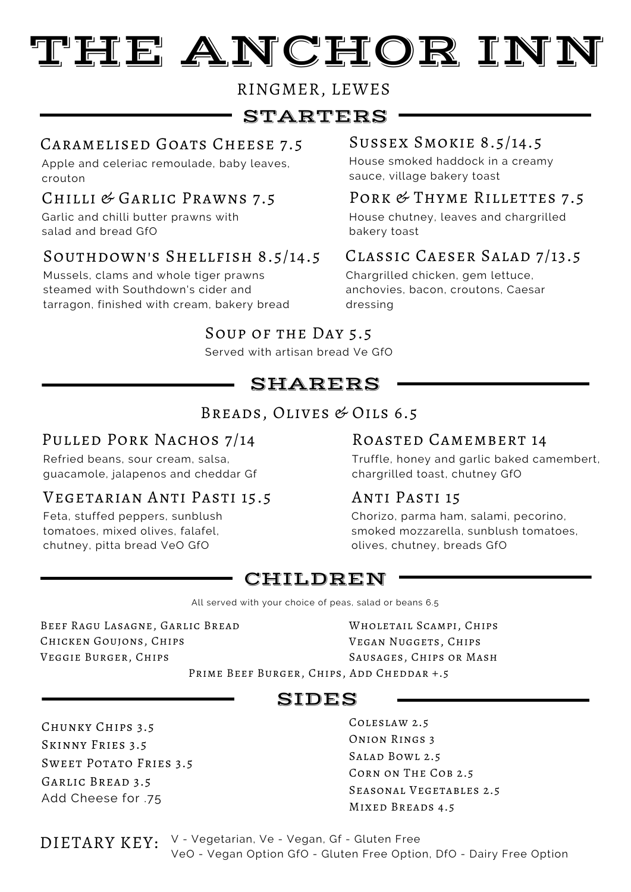# THE ANCHOR INN

RINGMER, LEWES

## STARTERS

### Caramelised Goats Cheese 7.5

Apple and celeriac remoulade, baby leaves, crouton

### Chilli & Garlic Prawns 7.5

Garlic and chilli butter prawns with salad and bread GfO

### Southdown's Shellfish 8.5/14.5

Mussels, clams and whole tiger prawns steamed with Southdown's cider and tarragon, finished with cream, bakery bread

### Sussex Smokie 8.5/14.5

House smoked haddock in a creamy sauce, village bakery toast

### Pork & Thyme Rillettes 7.5

House chutney, leaves and chargrilled bakery toast

### Classic Caeser Salad 7/13.5

Chargrilled chicken, gem lettuce, anchovies, bacon, croutons, Caesar dressing

### Soup of the Day 5.5

Served with artisan bread Ve GfO

## SHARERS

### Breads, Olives & Oils 6.5

### Pulled Pork Nachos 7/14

Refried beans, sour cream, salsa, guacamole, jalapenos and cheddar Gf

### Vegetarian Anti Pasti 15.5

Feta, stuffed peppers, sunblush tomatoes, mixed olives, falafel, chutney, pitta bread VeO GfO

### Roasted Camembert 14

Truffle, honey and garlic baked camembert, chargrilled toast, chutney GfO

### Anti Pasti 15

Chorizo, parma ham, salami, pecorino, smoked mozzarella, sunblush tomatoes, olives, chutney, breads GfO

## CHILDREN

All served with your choice of peas, salad or beans 6.5

- Beef Ragu Lasagne, Garlic Bread
- Chicken Goujons, Chips
- Veggie Burger, Chips
- Wholetail Scampi, Chips
- Vegan Nuggets, Chips
- Sausages, Chips or Mash
- Prime Beef Burger, Chips, Add Cheddar +.5

## SIDES

- Chunky Chips 3.5
- Skinny Fries 3.5
- Sweet Potato Fries 3.5
- Garlic Bread 3.5
  Add Cheese for .75
- Coleslaw 2.5
- Onion Rings 3
- Salad Bowl 2.5
- Corn on The Cob 2.5
- Seasonal Vegetables 2.5
- Mixed Breads 4.5

DIETARY KEY: V - Vegetarian, Ve - Vegan, Gf - Gluten Free
VeO - Vegan Option GfO - Gluten Free Option, DfO - Dairy Free Option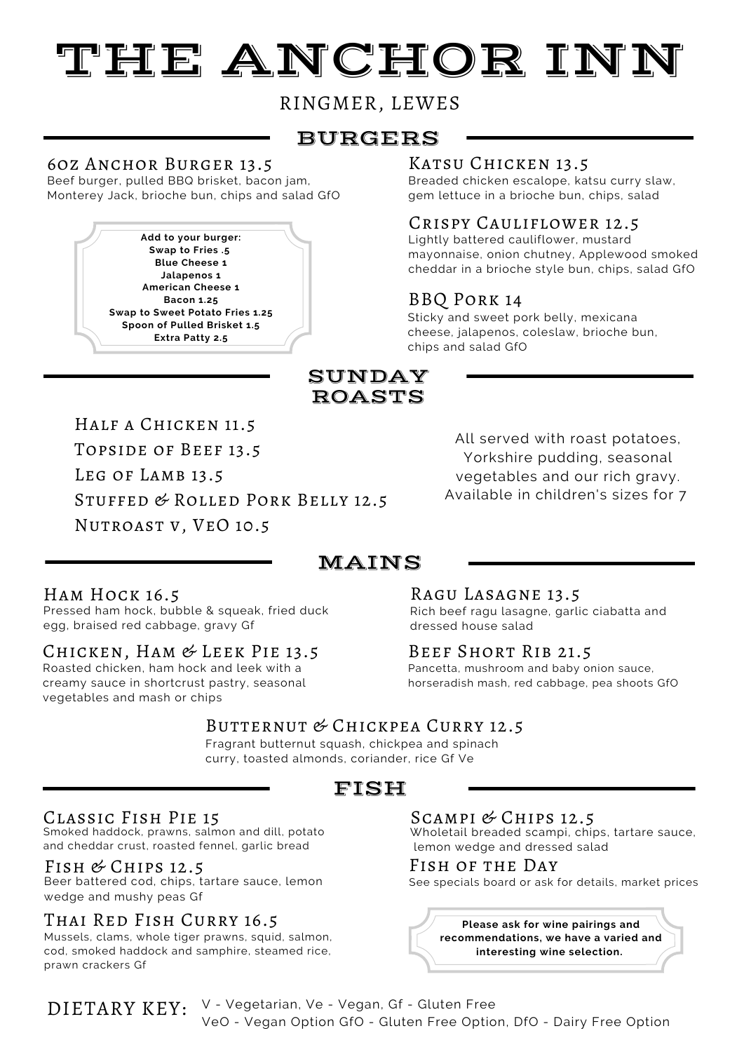# THE ANCHOR INN

RINGMER, LEWES

## BURGERS

### 6oz Anchor Burger 13.5
Beef burger, pulled BBQ brisket, bacon jam, Monterey Jack, brioche bun, chips and salad GfO

**Add to your burger:**
**Swap to Fries .5**
**Blue Cheese 1**
**Jalapenos 1**
**American Cheese 1**
**Bacon 1.25**
**Swap to Sweet Potato Fries 1.25**
**Spoon of Pulled Brisket 1.5**
**Extra Patty 2.5**

### Katsu Chicken 13.5
Breaded chicken escalope, katsu curry slaw, gem lettuce in a brioche bun, chips, salad

### Crispy Cauliflower 12.5
Lightly battered cauliflower, mustard mayonnaise, onion chutney, Applewood smoked cheddar in a brioche style bun, chips, salad GfO

### BBQ Pork 14
Sticky and sweet pork belly, mexicana cheese, jalapenos, coleslaw, brioche bun, chips and salad GfO

## SUNDAY ROASTS

Half a Chicken 11.5
Topside of Beef 13.5
Leg of Lamb 13.5
Stuffed & Rolled Pork Belly 12.5
Nutroast v, VeO 10.5

All served with roast potatoes, Yorkshire pudding, seasonal vegetables and our rich gravy. Available in children's sizes for 7

## MAINS

### Ham Hock 16.5
Pressed ham hock, bubble & squeak, fried duck egg, braised red cabbage, gravy Gf

### Chicken, Ham & Leek Pie 13.5
Roasted chicken, ham hock and leek with a creamy sauce in shortcrust pastry, seasonal vegetables and mash or chips

### Ragu Lasagne 13.5
Rich beef ragu lasagne, garlic ciabatta and dressed house salad

### Beef Short Rib 21.5
Pancetta, mushroom and baby onion sauce, horseradish mash, red cabbage, pea shoots GfO

### Butternut & Chickpea Curry 12.5
Fragrant butternut squash, chickpea and spinach curry, toasted almonds, coriander, rice Gf Ve

## FISH

### Classic Fish Pie 15
Smoked haddock, prawns, salmon and dill, potato and cheddar crust, roasted fennel, garlic bread

### Fish & Chips 12.5
Beer battered cod, chips, tartare sauce, lemon wedge and mushy peas Gf

### Thai Red Fish Curry 16.5
Mussels, clams, whole tiger prawns, squid, salmon, cod, smoked haddock and samphire, steamed rice, prawn crackers Gf

### Scampi & Chips 12.5
Wholetail breaded scampi, chips, tartare sauce, lemon wedge and dressed salad

### Fish of the Day
See specials board or ask for details, market prices

**Please ask for wine pairings and recommendations, we have a varied and interesting wine selection.**

DIETARY KEY: V - Vegetarian, Ve - Vegan, Gf - Gluten Free
VeO - Vegan Option GfO - Gluten Free Option, DfO - Dairy Free Option